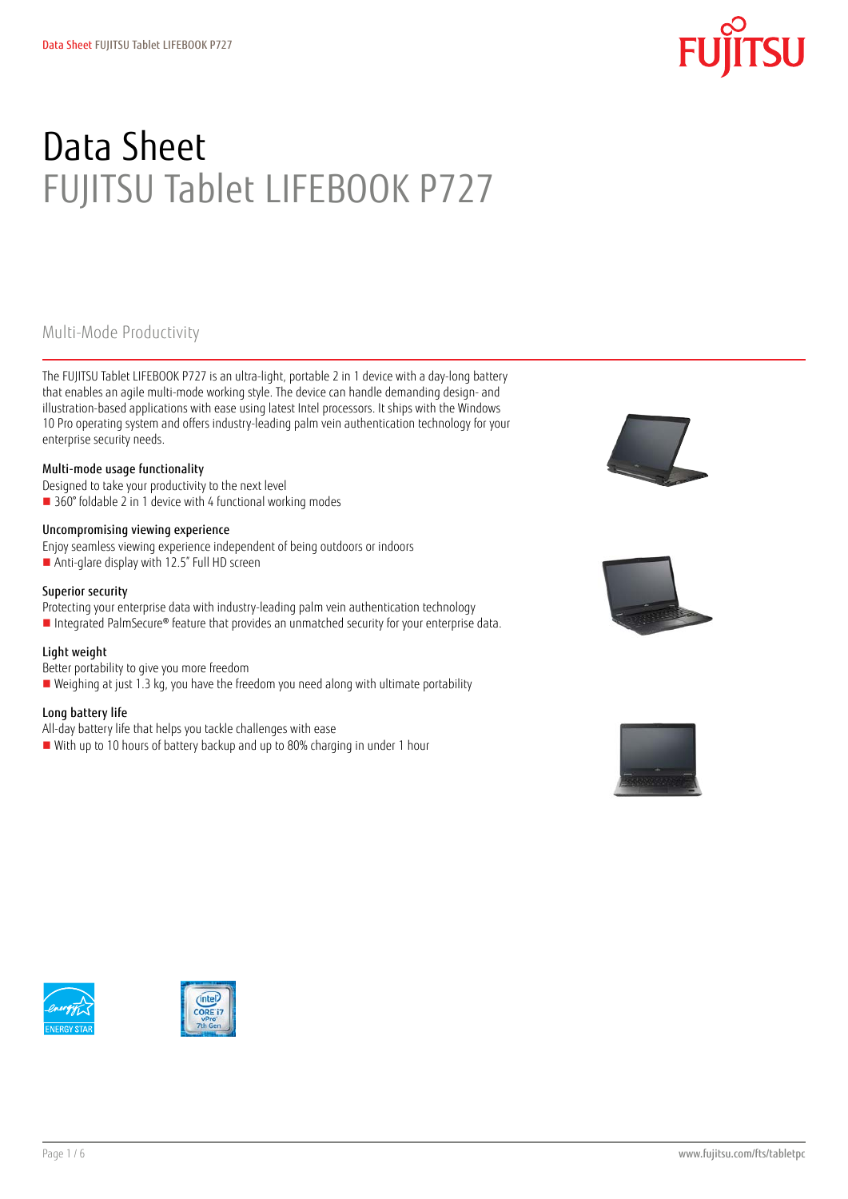# Data Sheet
## FUJITSU Tablet LIFEBOOK P727

### Multi-Mode Productivity

The FUJITSU Tablet LIFEBOOK P727 is an ultra-light, portable 2 in 1 device with a day-long battery that enables an agile multi-mode working style. The device can handle demanding design- and illustration-based applications with ease using latest Intel processors. It ships with the Windows 10 Pro operating system and offers industry-leading palm vein authentication technology for your enterprise security needs.

#### Multi-mode usage functionality
Designed to take your productivity to the next level
- 360° foldable 2 in 1 device with 4 functional working modes

#### Uncompromising viewing experience
Enjoy seamless viewing experience independent of being outdoors or indoors
- Anti-glare display with 12.5" Full HD screen

#### Superior security
Protecting your enterprise data with industry-leading palm vein authentication technology
- Integrated PalmSecure® feature that provides an unmatched security for your enterprise data.

#### Light weight
Better portability to give you more freedom
- Weighing at just 1.3 kg, you have the freedom you need along with ultimate portability

#### Long battery life
All-day battery life that helps you tackle challenges with ease
- With up to 10 hours of battery backup and up to 80% charging in under 1 hour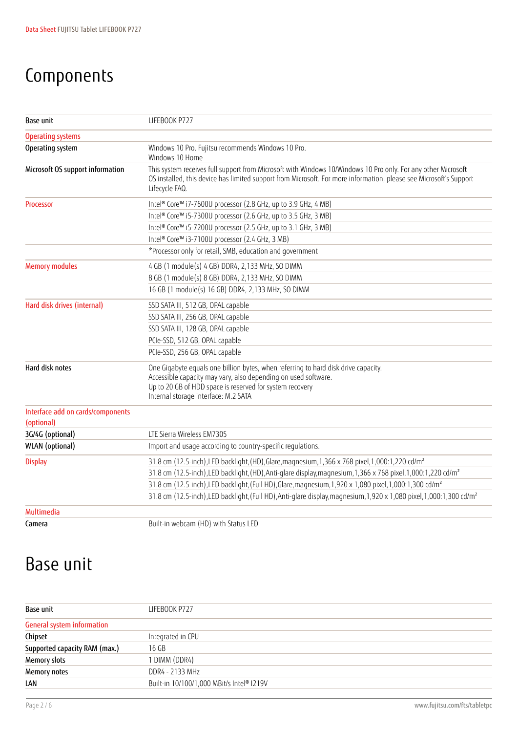# Components

| Base unit | LIFEBOOK P727 |
|---|---|
| **Operating systems** | |
| Operating system | Windows 10 Pro. Fujitsu recommends Windows 10 Pro.<br>Windows 10 Home |
| Microsoft OS support information | This system receives full support from Microsoft with Windows 10/Windows 10 Pro only. For any other Microsoft OS installed, this device has limited support from Microsoft. For more information, please see Microsoft's Support Lifecycle FAQ. |
| **Processor** | Intel® Core™ i7-7600U processor (2.8 GHz, up to 3.9 GHz, 4 MB) |
| | Intel® Core™ i5-7300U processor (2.6 GHz, up to 3.5 GHz, 3 MB) |
| | Intel® Core™ i5-7200U processor (2.5 GHz, up to 3.1 GHz, 3 MB) |
| | Intel® Core™ i3-7100U processor (2.4 GHz, 3 MB) |
| | *Processor only for retail, SMB, education and government |
| **Memory modules** | 4 GB (1 module(s) 4 GB) DDR4, 2,133 MHz, SO DIMM |
| | 8 GB (1 module(s) 8 GB) DDR4, 2,133 MHz, SO DIMM |
| | 16 GB (1 module(s) 16 GB) DDR4, 2,133 MHz, SO DIMM |
| **Hard disk drives (internal)** | SSD SATA III, 512 GB, OPAL capable |
| | SSD SATA III, 256 GB, OPAL capable |
| | SSD SATA III, 128 GB, OPAL capable |
| | PCIe-SSD, 512 GB, OPAL capable |
| | PCIe-SSD, 256 GB, OPAL capable |
| Hard disk notes | One Gigabyte equals one billion bytes, when referring to hard disk drive capacity.<br>Accessible capacity may vary, also depending on used software.<br>Up to 20 GB of HDD space is reserved for system recovery<br>Internal storage interface: M.2 SATA |
| **Interface add on cards/components (optional)** | |
| 3G/4G (optional) | LTE Sierra Wireless EM7305 |
| WLAN (optional) | Import and usage according to country-specific regulations. |
| **Display** | 31.8 cm (12.5-inch),LED backlight,(HD),Glare,magnesium,1,366 x 768 pixel,1,000:1,220 cd/m² |
| | 31.8 cm (12.5-inch),LED backlight,(HD),Anti-glare display,magnesium,1,366 x 768 pixel,1,000:1,220 cd/m² |
| | 31.8 cm (12.5-inch),LED backlight,(Full HD),Glare,magnesium,1,920 x 1,080 pixel,1,000:1,300 cd/m² |
| | 31.8 cm (12.5-inch),LED backlight,(Full HD),Anti-glare display,magnesium,1,920 x 1,080 pixel,1,000:1,300 cd/m² |
| **Multimedia** | |
| Camera | Built-in webcam (HD) with Status LED |

# Base unit

| Base unit | LIFEBOOK P727 |
|---|---|
| **General system information** | |
| Chipset | Integrated in CPU |
| Supported capacity RAM (max.) | 16 GB |
| Memory slots | 1 DIMM (DDR4) |
| Memory notes | DDR4 - 2133 MHz |
| LAN | Built-in 10/100/1,000 MBit/s Intel® I219V |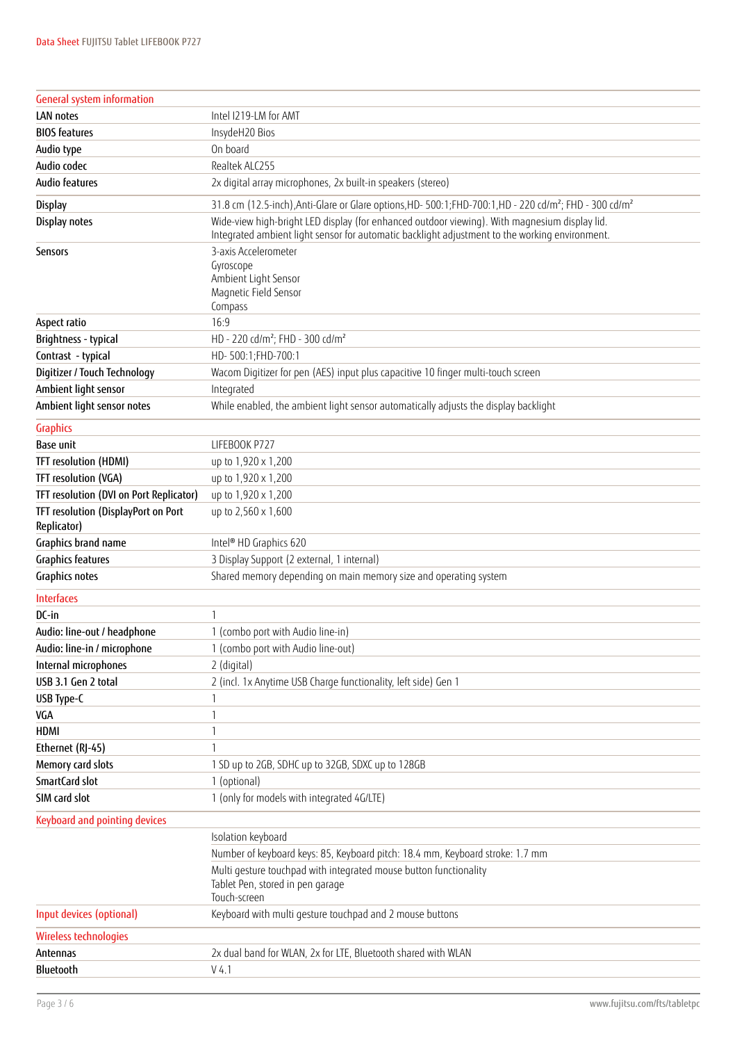| General system information | |
|---|---|
| LAN notes | Intel I219-LM for AMT |
| BIOS features | InsydeH20 Bios |
| Audio type | On board |
| Audio codec | Realtek ALC255 |
| Audio features | 2x digital array microphones, 2x built-in speakers (stereo) |
| Display | 31.8 cm (12.5-inch),Anti-Glare or Glare options,HD- 500:1;FHD-700:1,HD - 220 cd/m²; FHD - 300 cd/m² |
| Display notes | Wide-view high-bright LED display (for enhanced outdoor viewing). With magnesium display lid. Integrated ambient light sensor for automatic backlight adjustment to the working environment. |
| Sensors | 3-axis Accelerometer<br>Gyroscope<br>Ambient Light Sensor<br>Magnetic Field Sensor<br>Compass |
| Aspect ratio | 16:9 |
| Brightness - typical | HD - 220 cd/m²; FHD - 300 cd/m² |
| Contrast - typical | HD- 500:1;FHD-700:1 |
| Digitizer / Touch Technology | Wacom Digitizer for pen (AES) input plus capacitive 10 finger multi-touch screen |
| Ambient light sensor | Integrated |
| Ambient light sensor notes | While enabled, the ambient light sensor automatically adjusts the display backlight |

| Graphics | |
|---|---|
| Base unit | LIFEBOOK P727 |
| TFT resolution (HDMI) | up to 1,920 x 1,200 |
| TFT resolution (VGA) | up to 1,920 x 1,200 |
| TFT resolution (DVI on Port Replicator) | up to 1,920 x 1,200 |
| TFT resolution (DisplayPort on Port Replicator) | up to 2,560 x 1,600 |
| Graphics brand name | Intel® HD Graphics 620 |
| Graphics features | 3 Display Support (2 external, 1 internal) |
| Graphics notes | Shared memory depending on main memory size and operating system |

| Interfaces | |
|---|---|
| DC-in | 1 |
| Audio: line-out / headphone | 1 (combo port with Audio line-in) |
| Audio: line-in / microphone | 1 (combo port with Audio line-out) |
| Internal microphones | 2 (digital) |
| USB 3.1 Gen 2 total | 2 (incl. 1x Anytime USB Charge functionality, left side) Gen 1 |
| USB Type-C | 1 |
| VGA | 1 |
| HDMI | 1 |
| Ethernet (RJ-45) | 1 |
| Memory card slots | 1 SD up to 2GB, SDHC up to 32GB, SDXC up to 128GB |
| SmartCard slot | 1 (optional) |
| SIM card slot | 1 (only for models with integrated 4G/LTE) |

| Keyboard and pointing devices | |
|---|---|
| | Isolation keyboard |
| | Number of keyboard keys: 85, Keyboard pitch: 18.4 mm, Keyboard stroke: 1.7 mm |
| | Multi gesture touchpad with integrated mouse button functionality<br>Tablet Pen, stored in pen garage<br>Touch-screen |
| Input devices (optional) | Keyboard with multi gesture touchpad and 2 mouse buttons |

| Wireless technologies | |
|---|---|
| Antennas | 2x dual band for WLAN, 2x for LTE, Bluetooth shared with WLAN |
| Bluetooth | V 4.1 |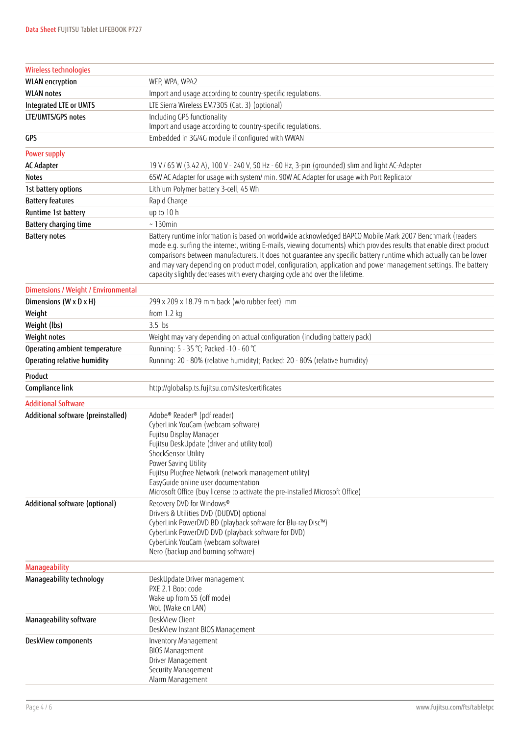| Wireless technologies | |
|---|---|
| **WLAN encryption** | WEP, WPA, WPA2 |
| **WLAN notes** | Import and usage according to country-specific regulations. |
| **Integrated LTE or UMTS** | LTE Sierra Wireless EM7305 (Cat. 3) (optional) |
| **LTE/UMTS/GPS notes** | Including GPS functionality<br>Import and usage according to country-specific regulations. |
| **GPS** | Embedded in 3G/4G module if configured with WWAN |

| Power supply | |
|---|---|
| **AC Adapter** | 19 V / 65 W (3.42 A), 100 V - 240 V, 50 Hz - 60 Hz, 3-pin (grounded) slim and light AC-Adapter |
| **Notes** | 65W AC Adapter for usage with system/ min. 90W AC Adapter for usage with Port Replicator |
| **1st battery options** | Lithium Polymer battery 3-cell, 45 Wh |
| **Battery features** | Rapid Charge |
| **Runtime 1st battery** | up to 10 h |
| **Battery charging time** | ~ 130min |
| **Battery notes** | Battery runtime information is based on worldwide acknowledged BAPCO Mobile Mark 2007 Benchmark (readers mode e.g. surfing the internet, writing E-mails, viewing documents) which provides results that enable direct product comparisons between manufacturers. It does not guarantee any specific battery runtime which actually can be lower and may vary depending on product model, configuration, application and power management settings. The battery capacity slightly decreases with every charging cycle and over the lifetime. |

| Dimensions / Weight / Environmental | |
|---|---|
| **Dimensions (W x D x H)** | 299 x 209 x 18.79 mm back (w/o rubber feet) mm |
| **Weight** | from 1.2 kg |
| **Weight (lbs)** | 3.5 lbs |
| **Weight notes** | Weight may vary depending on actual configuration (including battery pack) |
| **Operating ambient temperature** | Running: 5 - 35 °C; Packed -10 - 60 °C |
| **Operating relative humidity** | Running: 20 - 80% (relative humidity); Packed: 20 - 80% (relative humidity) |

| Product | |
|---|---|
| **Compliance link** | http://globalsp.ts.fujitsu.com/sites/certificates |

| Additional Software | |
|---|---|
| **Additional software (preinstalled)** | Adobe® Reader® (pdf reader)<br>CyberLink YouCam (webcam software)<br>Fujitsu Display Manager<br>Fujitsu DeskUpdate (driver and utility tool)<br>ShockSensor Utility<br>Power Saving Utility<br>Fujitsu Plugfree Network (network management utility)<br>EasyGuide online user documentation<br>Microsoft Office (buy license to activate the pre-installed Microsoft Office) |
| **Additional software (optional)** | Recovery DVD for Windows®<br>Drivers & Utilities DVD (DUDVD) optional<br>CyberLink PowerDVD BD (playback software for Blu-ray Disc™)<br>CyberLink PowerDVD DVD (playback software for DVD)<br>CyberLink YouCam (webcam software)<br>Nero (backup and burning software) |

| Manageability | |
|---|---|
| **Manageability technology** | DeskUpdate Driver management<br>PXE 2.1 Boot code<br>Wake up from S5 (off mode)<br>WoL (Wake on LAN) |
| **Manageability software** | DeskView Client<br>DeskView Instant BIOS Management |
| **DeskView components** | Inventory Management<br>BIOS Management<br>Driver Management<br>Security Management<br>Alarm Management |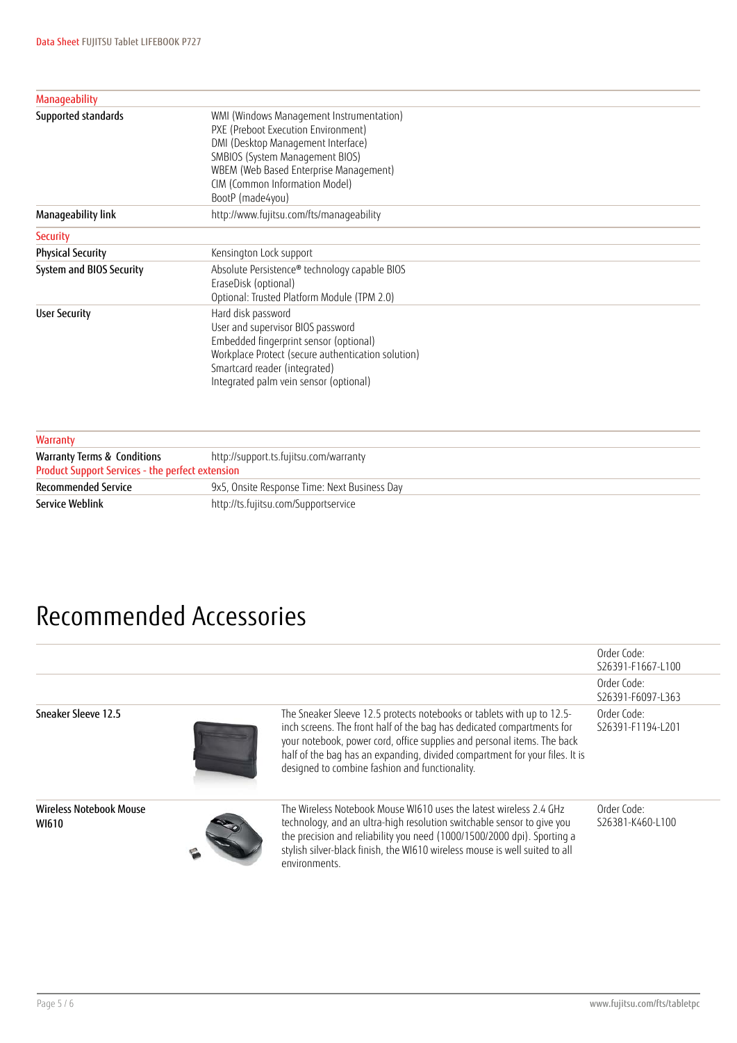| Manageability | |
|---|---|
| Supported standards | WMI (Windows Management Instrumentation)<br>PXE (Preboot Execution Environment)<br>DMI (Desktop Management Interface)<br>SMBIOS (System Management BIOS)<br>WBEM (Web Based Enterprise Management)<br>CIM (Common Information Model)<br>BootP (made4you) |
| Manageability link | http://www.fujitsu.com/fts/manageability |

| Security | |
|---|---|
| Physical Security | Kensington Lock support |
| System and BIOS Security | Absolute Persistence® technology capable BIOS<br>EraseDisk (optional)<br>Optional: Trusted Platform Module (TPM 2.0) |
| User Security | Hard disk password<br>User and supervisor BIOS password<br>Embedded fingerprint sensor (optional)<br>Workplace Protect (secure authentication solution)<br>Smartcard reader (integrated)<br>Integrated palm vein sensor (optional) |

| Warranty | |
|---|---|
| Warranty Terms & Conditions | http://support.ts.fujitsu.com/warranty |
| **Product Support Services - the perfect extension** | |
| Recommended Service | 9x5, Onsite Response Time: Next Business Day |
| Service Weblink | http://ts.fujitsu.com/Supportservice |

# Recommended Accessories

| | | Order Code |
|---|---|---|
| | | Order Code: S26391-F1667-L100 |
| | | Order Code: S26391-F6097-L363 |
| Sneaker Sleeve 12.5 | The Sneaker Sleeve 12.5 protects notebooks or tablets with up to 12.5-inch screens. The front half of the bag has dedicated compartments for your notebook, power cord, office supplies and personal items. The back half of the bag has an expanding, divided compartment for your files. It is designed to combine fashion and functionality. | Order Code: S26391-F1194-L201 |
| Wireless Notebook Mouse WI610 | The Wireless Notebook Mouse WI610 uses the latest wireless 2.4 GHz technology, and an ultra-high resolution switchable sensor to give you the precision and reliability you need (1000/1500/2000 dpi). Sporting a stylish silver-black finish, the WI610 wireless mouse is well suited to all environments. | Order Code: S26381-K460-L100 |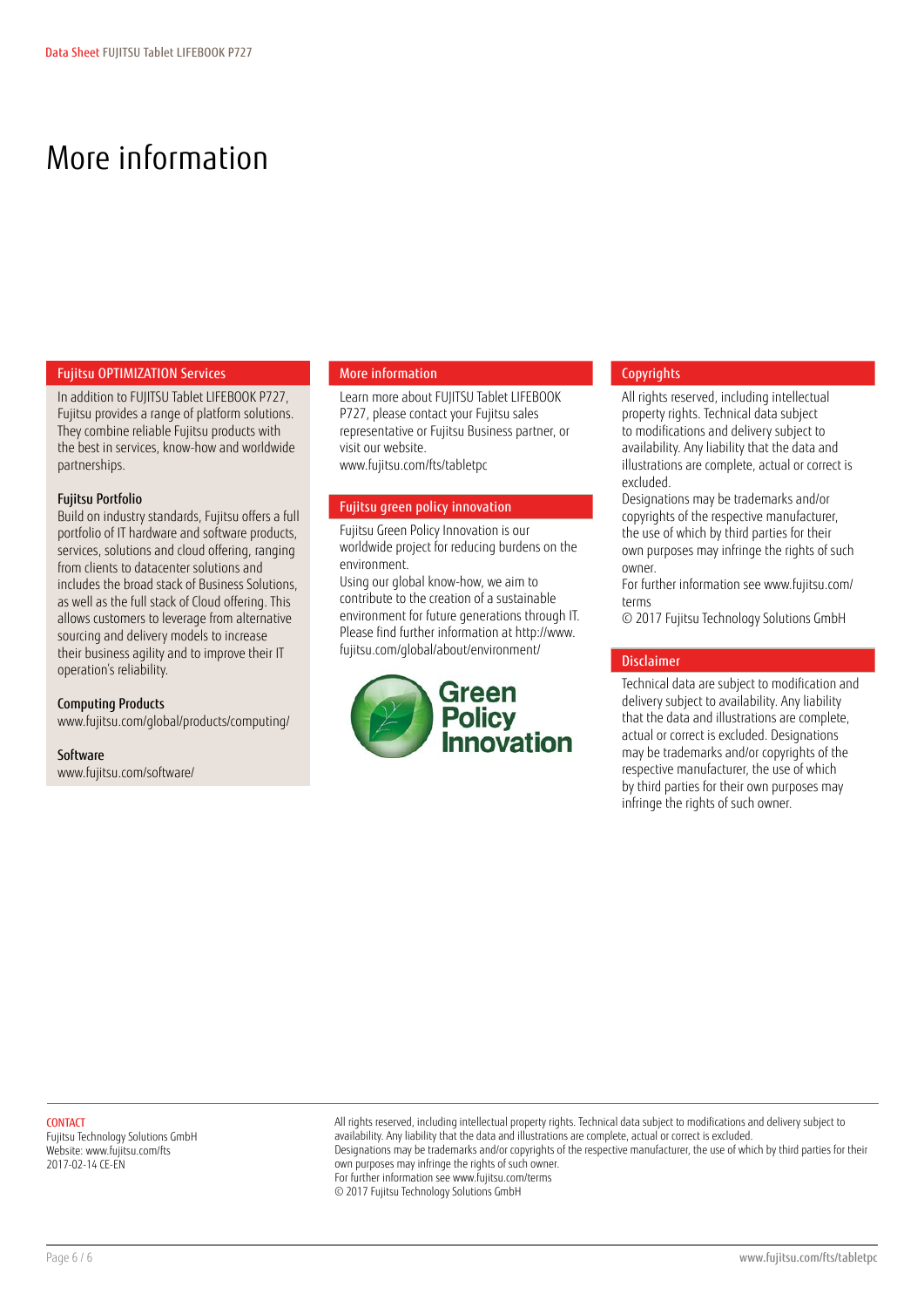# More information

## Fujitsu OPTIMIZATION Services

In addition to FUJITSU Tablet LIFEBOOK P727, Fujitsu provides a range of platform solutions. They combine reliable Fujitsu products with the best in services, know-how and worldwide partnerships.

**Fujitsu Portfolio**
Build on industry standards, Fujitsu offers a full portfolio of IT hardware and software products, services, solutions and cloud offering, ranging from clients to datacenter solutions and includes the broad stack of Business Solutions, as well as the full stack of Cloud offering. This allows customers to leverage from alternative sourcing and delivery models to increase their business agility and to improve their IT operation's reliability.

**Computing Products**
www.fujitsu.com/global/products/computing/

**Software**
www.fujitsu.com/software/

## More information

Learn more about FUJITSU Tablet LIFEBOOK P727, please contact your Fujitsu sales representative or Fujitsu Business partner, or visit our website.
www.fujitsu.com/fts/tabletpc

## Fujitsu green policy innovation

Fujitsu Green Policy Innovation is our worldwide project for reducing burdens on the environment.
Using our global know-how, we aim to contribute to the creation of a sustainable environment for future generations through IT.
Please find further information at http://www.fujitsu.com/global/about/environment/

Green Policy Innovation

## Copyrights

All rights reserved, including intellectual property rights. Technical data subject to modifications and delivery subject to availability. Any liability that the data and illustrations are complete, actual or correct is excluded.
Designations may be trademarks and/or copyrights of the respective manufacturer, the use of which by third parties for their own purposes may infringe the rights of such owner.
For further information see www.fujitsu.com/terms
© 2017 Fujitsu Technology Solutions GmbH

## Disclaimer

Technical data are subject to modification and delivery subject to availability. Any liability that the data and illustrations are complete, actual or correct is excluded. Designations may be trademarks and/or copyrights of the respective manufacturer, the use of which by third parties for their own purposes may infringe the rights of such owner.

**CONTACT**
Fujitsu Technology Solutions GmbH
Website: www.fujitsu.com/fts
2017-02-14 CE-EN

All rights reserved, including intellectual property rights. Technical data subject to modifications and delivery subject to availability. Any liability that the data and illustrations are complete, actual or correct is excluded.
Designations may be trademarks and/or copyrights of the respective manufacturer, the use of which by third parties for their own purposes may infringe the rights of such owner.
For further information see www.fujitsu.com/terms
© 2017 Fujitsu Technology Solutions GmbH